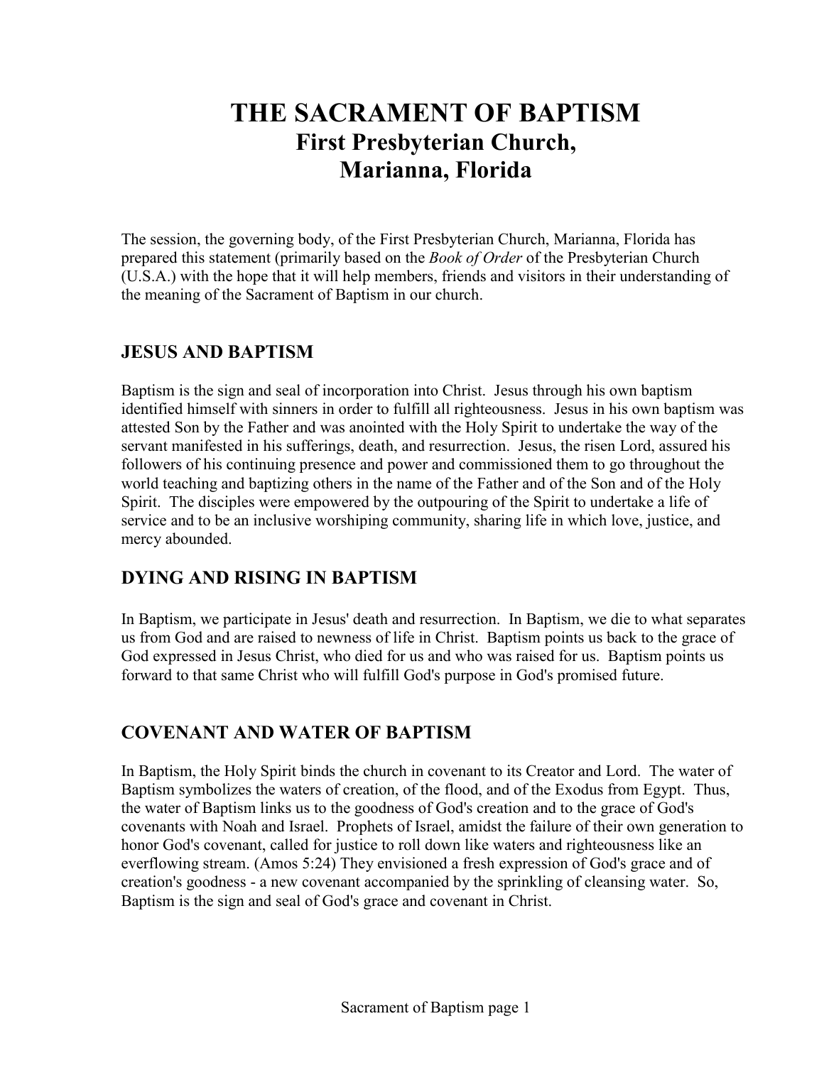# THE SACRAMENT OF BAPTISM
## First Presbyterian Church, Marianna, Florida

The session, the governing body, of the First Presbyterian Church, Marianna, Florida has prepared this statement (primarily based on the *Book of Order* of the Presbyterian Church (U.S.A.) with the hope that it will help members, friends and visitors in their understanding of the meaning of the Sacrament of Baptism in our church.

### JESUS AND BAPTISM

Baptism is the sign and seal of incorporation into Christ. Jesus through his own baptism identified himself with sinners in order to fulfill all righteousness. Jesus in his own baptism was attested Son by the Father and was anointed with the Holy Spirit to undertake the way of the servant manifested in his sufferings, death, and resurrection. Jesus, the risen Lord, assured his followers of his continuing presence and power and commissioned them to go throughout the world teaching and baptizing others in the name of the Father and of the Son and of the Holy Spirit. The disciples were empowered by the outpouring of the Spirit to undertake a life of service and to be an inclusive worshiping community, sharing life in which love, justice, and mercy abounded.

### DYING AND RISING IN BAPTISM

In Baptism, we participate in Jesus' death and resurrection. In Baptism, we die to what separates us from God and are raised to newness of life in Christ. Baptism points us back to the grace of God expressed in Jesus Christ, who died for us and who was raised for us. Baptism points us forward to that same Christ who will fulfill God's purpose in God's promised future.

### COVENANT AND WATER OF BAPTISM

In Baptism, the Holy Spirit binds the church in covenant to its Creator and Lord. The water of Baptism symbolizes the waters of creation, of the flood, and of the Exodus from Egypt. Thus, the water of Baptism links us to the goodness of God's creation and to the grace of God's covenants with Noah and Israel. Prophets of Israel, amidst the failure of their own generation to honor God's covenant, called for justice to roll down like waters and righteousness like an everflowing stream. (Amos 5:24) They envisioned a fresh expression of God's grace and of creation's goodness - a new covenant accompanied by the sprinkling of cleansing water. So, Baptism is the sign and seal of God's grace and covenant in Christ.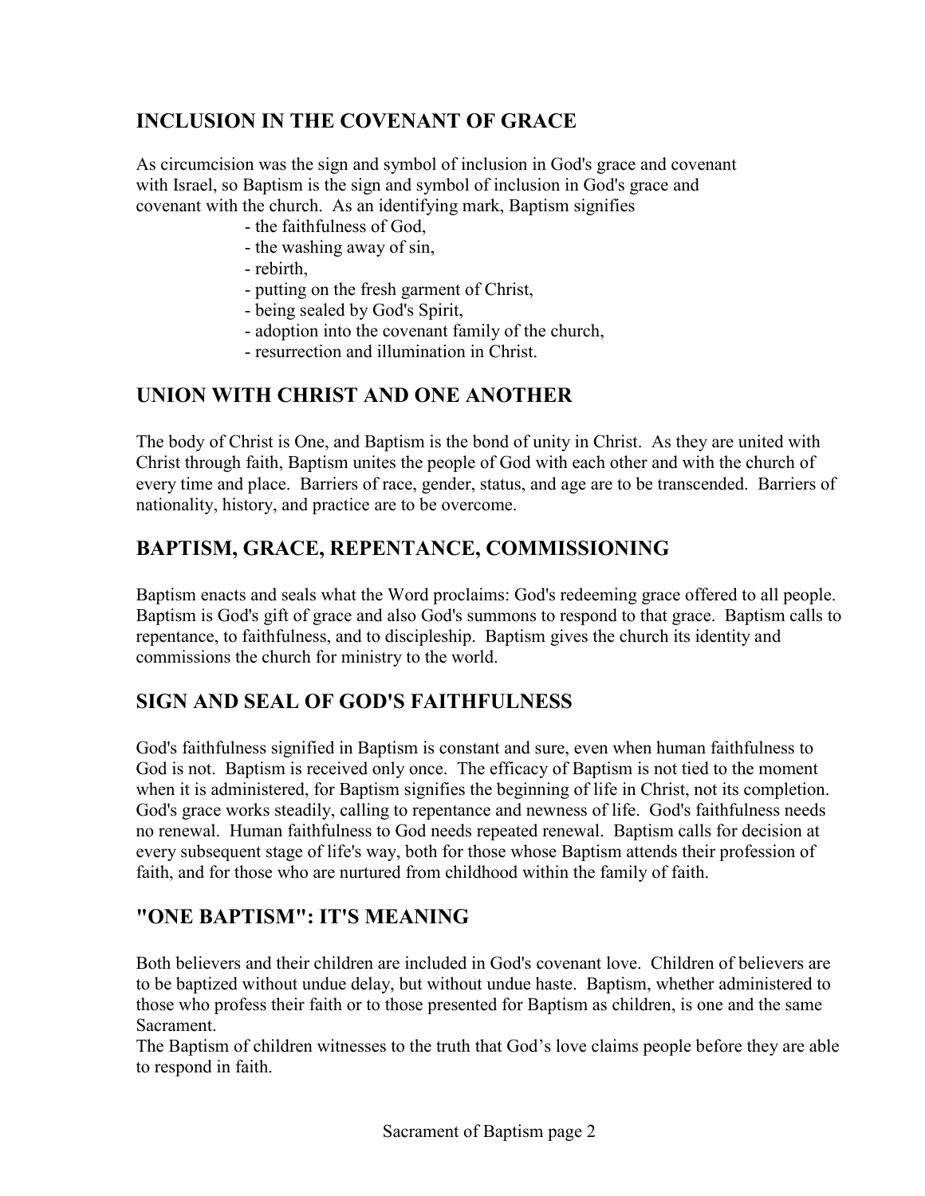## INCLUSION IN THE COVENANT OF GRACE

As circumcision was the sign and symbol of inclusion in God's grace and covenant with Israel, so Baptism is the sign and symbol of inclusion in God's grace and covenant with the church. As an identifying mark, Baptism signifies

- the faithfulness of God,
- the washing away of sin,
- rebirth,
- putting on the fresh garment of Christ,
- being sealed by God's Spirit,
- adoption into the covenant family of the church,
- resurrection and illumination in Christ.

## UNION WITH CHRIST AND ONE ANOTHER

The body of Christ is One, and Baptism is the bond of unity in Christ. As they are united with Christ through faith, Baptism unites the people of God with each other and with the church of every time and place. Barriers of race, gender, status, and age are to be transcended. Barriers of nationality, history, and practice are to be overcome.

## BAPTISM, GRACE, REPENTANCE, COMMISSIONING

Baptism enacts and seals what the Word proclaims: God's redeeming grace offered to all people. Baptism is God's gift of grace and also God's summons to respond to that grace. Baptism calls to repentance, to faithfulness, and to discipleship. Baptism gives the church its identity and commissions the church for ministry to the world.

## SIGN AND SEAL OF GOD'S FAITHFULNESS

God's faithfulness signified in Baptism is constant and sure, even when human faithfulness to God is not. Baptism is received only once. The efficacy of Baptism is not tied to the moment when it is administered, for Baptism signifies the beginning of life in Christ, not its completion. God's grace works steadily, calling to repentance and newness of life. God's faithfulness needs no renewal. Human faithfulness to God needs repeated renewal. Baptism calls for decision at every subsequent stage of life's way, both for those whose Baptism attends their profession of faith, and for those who are nurtured from childhood within the family of faith.

## "ONE BAPTISM": IT'S MEANING

Both believers and their children are included in God's covenant love. Children of believers are to be baptized without undue delay, but without undue haste. Baptism, whether administered to those who profess their faith or to those presented for Baptism as children, is one and the same Sacrament.

The Baptism of children witnesses to the truth that God's love claims people before they are able to respond in faith.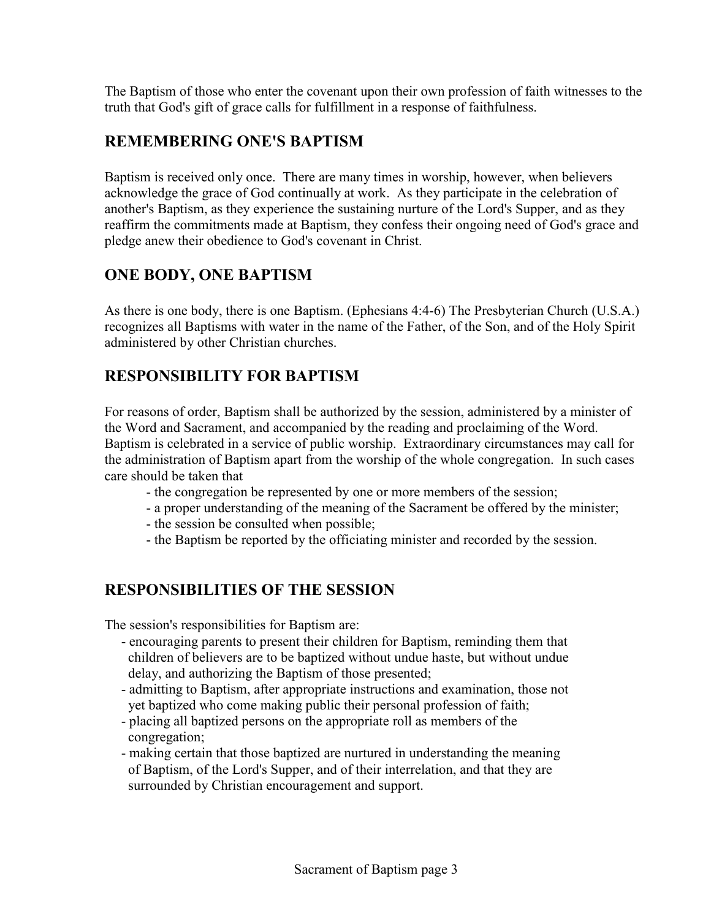The Baptism of those who enter the covenant upon their own profession of faith witnesses to the truth that God's gift of grace calls for fulfillment in a response of faithfulness.

## REMEMBERING ONE'S BAPTISM

Baptism is received only once. There are many times in worship, however, when believers acknowledge the grace of God continually at work. As they participate in the celebration of another's Baptism, as they experience the sustaining nurture of the Lord's Supper, and as they reaffirm the commitments made at Baptism, they confess their ongoing need of God's grace and pledge anew their obedience to God's covenant in Christ.

## ONE BODY, ONE BAPTISM

As there is one body, there is one Baptism. (Ephesians 4:4-6) The Presbyterian Church (U.S.A.) recognizes all Baptisms with water in the name of the Father, of the Son, and of the Holy Spirit administered by other Christian churches.

## RESPONSIBILITY FOR BAPTISM

For reasons of order, Baptism shall be authorized by the session, administered by a minister of the Word and Sacrament, and accompanied by the reading and proclaiming of the Word. Baptism is celebrated in a service of public worship. Extraordinary circumstances may call for the administration of Baptism apart from the worship of the whole congregation. In such cases care should be taken that

- the congregation be represented by one or more members of the session;
- a proper understanding of the meaning of the Sacrament be offered by the minister;
- the session be consulted when possible;
- the Baptism be reported by the officiating minister and recorded by the session.

## RESPONSIBILITIES OF THE SESSION

The session's responsibilities for Baptism are:

- encouraging parents to present their children for Baptism, reminding them that children of believers are to be baptized without undue haste, but without undue delay, and authorizing the Baptism of those presented;
- admitting to Baptism, after appropriate instructions and examination, those not yet baptized who come making public their personal profession of faith;
- placing all baptized persons on the appropriate roll as members of the congregation;
- making certain that those baptized are nurtured in understanding the meaning of Baptism, of the Lord's Supper, and of their interrelation, and that they are surrounded by Christian encouragement and support.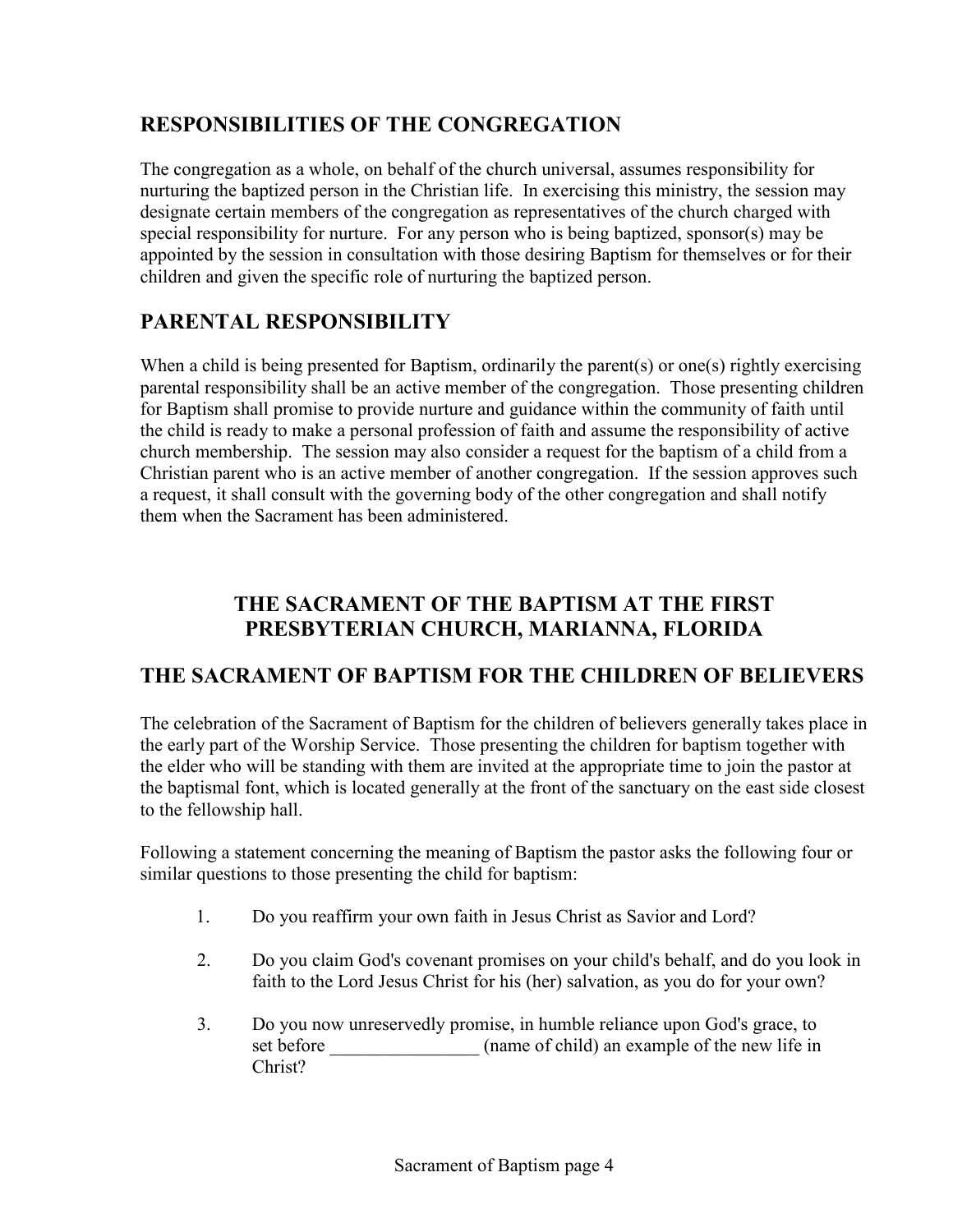## RESPONSIBILITIES OF THE CONGREGATION

The congregation as a whole, on behalf of the church universal, assumes responsibility for nurturing the baptized person in the Christian life. In exercising this ministry, the session may designate certain members of the congregation as representatives of the church charged with special responsibility for nurture. For any person who is being baptized, sponsor(s) may be appointed by the session in consultation with those desiring Baptism for themselves or for their children and given the specific role of nurturing the baptized person.

## PARENTAL RESPONSIBILITY

When a child is being presented for Baptism, ordinarily the parent(s) or one(s) rightly exercising parental responsibility shall be an active member of the congregation. Those presenting children for Baptism shall promise to provide nurture and guidance within the community of faith until the child is ready to make a personal profession of faith and assume the responsibility of active church membership. The session may also consider a request for the baptism of a child from a Christian parent who is an active member of another congregation. If the session approves such a request, it shall consult with the governing body of the other congregation and shall notify them when the Sacrament has been administered.

# THE SACRAMENT OF THE BAPTISM AT THE FIRST PRESBYTERIAN CHURCH, MARIANNA, FLORIDA

## THE SACRAMENT OF BAPTISM FOR THE CHILDREN OF BELIEVERS

The celebration of the Sacrament of Baptism for the children of believers generally takes place in the early part of the Worship Service. Those presenting the children for baptism together with the elder who will be standing with them are invited at the appropriate time to join the pastor at the baptismal font, which is located generally at the front of the sanctuary on the east side closest to the fellowship hall.

Following a statement concerning the meaning of Baptism the pastor asks the following four or similar questions to those presenting the child for baptism:

1. Do you reaffirm your own faith in Jesus Christ as Savior and Lord?
2. Do you claim God's covenant promises on your child's behalf, and do you look in faith to the Lord Jesus Christ for his (her) salvation, as you do for your own?
3. Do you now unreservedly promise, in humble reliance upon God's grace, to set before ________________ (name of child) an example of the new life in Christ?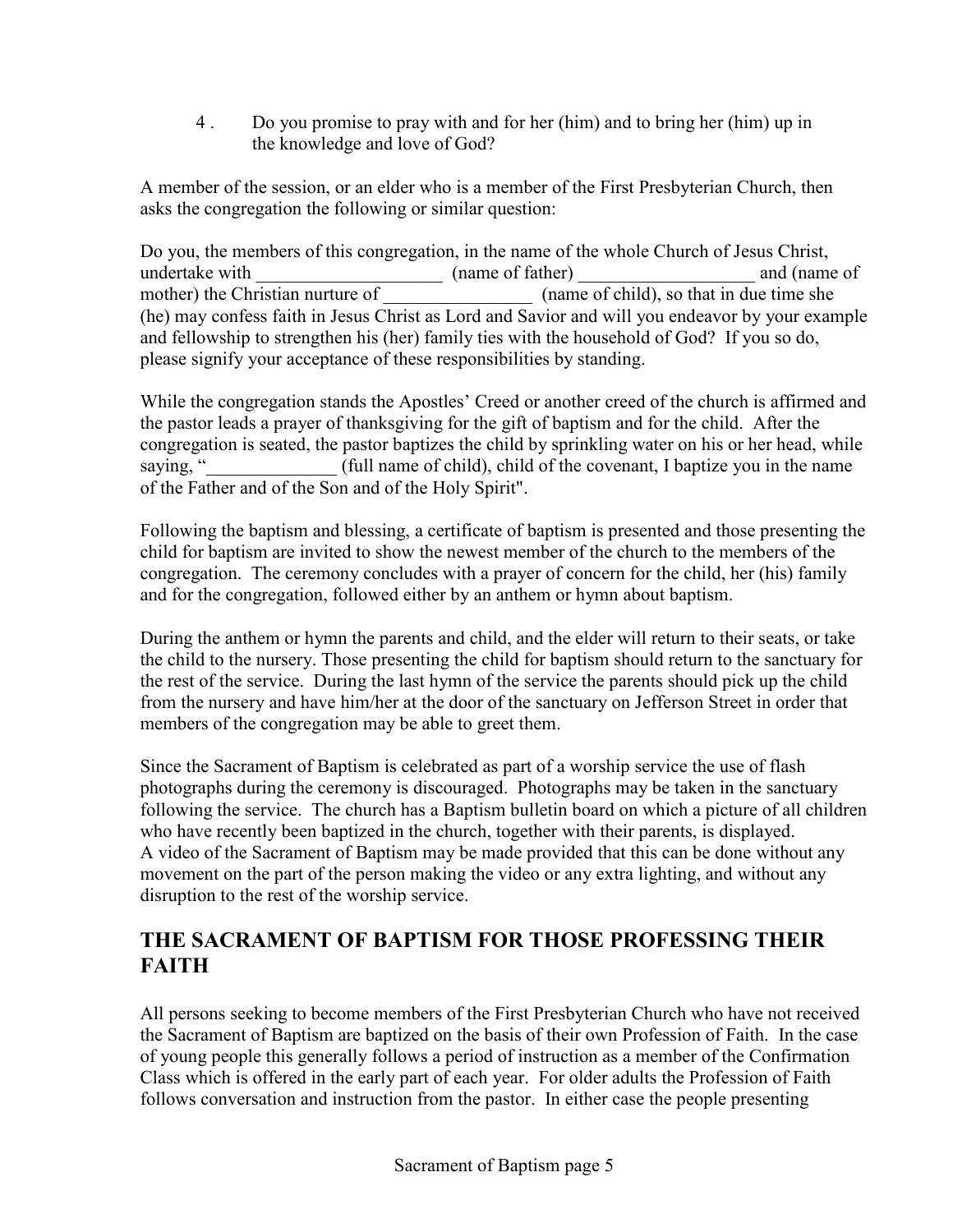4. Do you promise to pray with and for her (him) and to bring her (him) up in the knowledge and love of God?

A member of the session, or an elder who is a member of the First Presbyterian Church, then asks the congregation the following or similar question:

Do you, the members of this congregation, in the name of the whole Church of Jesus Christ, undertake with ____________________ (name of father) ___________________ and (name of mother) the Christian nurture of ________________ (name of child), so that in due time she (he) may confess faith in Jesus Christ as Lord and Savior and will you endeavor by your example and fellowship to strengthen his (her) family ties with the household of God? If you so do, please signify your acceptance of these responsibilities by standing.

While the congregation stands the Apostles' Creed or another creed of the church is affirmed and the pastor leads a prayer of thanksgiving for the gift of baptism and for the child. After the congregation is seated, the pastor baptizes the child by sprinkling water on his or her head, while saying, "______________ (full name of child), child of the covenant, I baptize you in the name of the Father and of the Son and of the Holy Spirit".

Following the baptism and blessing, a certificate of baptism is presented and those presenting the child for baptism are invited to show the newest member of the church to the members of the congregation. The ceremony concludes with a prayer of concern for the child, her (his) family and for the congregation, followed either by an anthem or hymn about baptism.

During the anthem or hymn the parents and child, and the elder will return to their seats, or take the child to the nursery. Those presenting the child for baptism should return to the sanctuary for the rest of the service. During the last hymn of the service the parents should pick up the child from the nursery and have him/her at the door of the sanctuary on Jefferson Street in order that members of the congregation may be able to greet them.

Since the Sacrament of Baptism is celebrated as part of a worship service the use of flash photographs during the ceremony is discouraged. Photographs may be taken in the sanctuary following the service. The church has a Baptism bulletin board on which a picture of all children who have recently been baptized in the church, together with their parents, is displayed. A video of the Sacrament of Baptism may be made provided that this can be done without any movement on the part of the person making the video or any extra lighting, and without any disruption to the rest of the worship service.

## THE SACRAMENT OF BAPTISM FOR THOSE PROFESSING THEIR FAITH

All persons seeking to become members of the First Presbyterian Church who have not received the Sacrament of Baptism are baptized on the basis of their own Profession of Faith. In the case of young people this generally follows a period of instruction as a member of the Confirmation Class which is offered in the early part of each year. For older adults the Profession of Faith follows conversation and instruction from the pastor. In either case the people presenting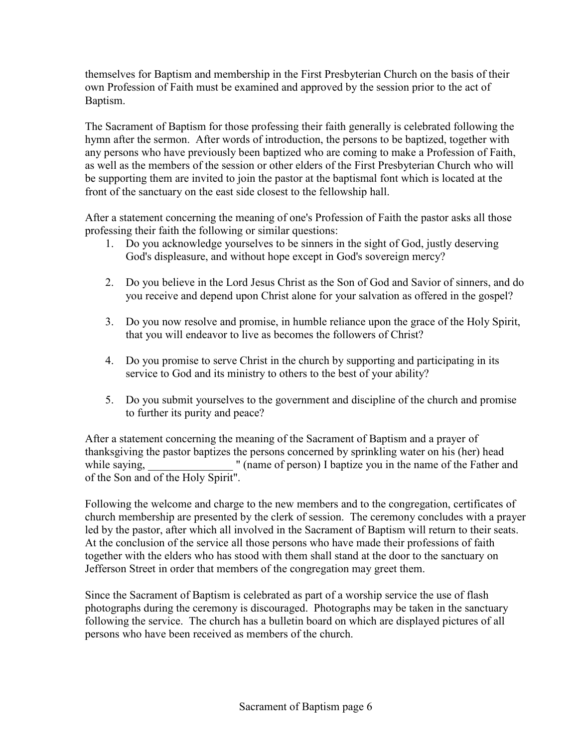themselves for Baptism and membership in the First Presbyterian Church on the basis of their own Profession of Faith must be examined and approved by the session prior to the act of Baptism.

The Sacrament of Baptism for those professing their faith generally is celebrated following the hymn after the sermon. After words of introduction, the persons to be baptized, together with any persons who have previously been baptized who are coming to make a Profession of Faith, as well as the members of the session or other elders of the First Presbyterian Church who will be supporting them are invited to join the pastor at the baptismal font which is located at the front of the sanctuary on the east side closest to the fellowship hall.

After a statement concerning the meaning of one's Profession of Faith the pastor asks all those professing their faith the following or similar questions:

1. Do you acknowledge yourselves to be sinners in the sight of God, justly deserving God's displeasure, and without hope except in God's sovereign mercy?

2. Do you believe in the Lord Jesus Christ as the Son of God and Savior of sinners, and do you receive and depend upon Christ alone for your salvation as offered in the gospel?

3. Do you now resolve and promise, in humble reliance upon the grace of the Holy Spirit, that you will endeavor to live as becomes the followers of Christ?

4. Do you promise to serve Christ in the church by supporting and participating in its service to God and its ministry to others to the best of your ability?

5. Do you submit yourselves to the government and discipline of the church and promise to further its purity and peace?

After a statement concerning the meaning of the Sacrament of Baptism and a prayer of thanksgiving the pastor baptizes the persons concerned by sprinkling water on his (her) head while saying, _______________ " (name of person) I baptize you in the name of the Father and of the Son and of the Holy Spirit".

Following the welcome and charge to the new members and to the congregation, certificates of church membership are presented by the clerk of session. The ceremony concludes with a prayer led by the pastor, after which all involved in the Sacrament of Baptism will return to their seats. At the conclusion of the service all those persons who have made their professions of faith together with the elders who has stood with them shall stand at the door to the sanctuary on Jefferson Street in order that members of the congregation may greet them.

Since the Sacrament of Baptism is celebrated as part of a worship service the use of flash photographs during the ceremony is discouraged. Photographs may be taken in the sanctuary following the service. The church has a bulletin board on which are displayed pictures of all persons who have been received as members of the church.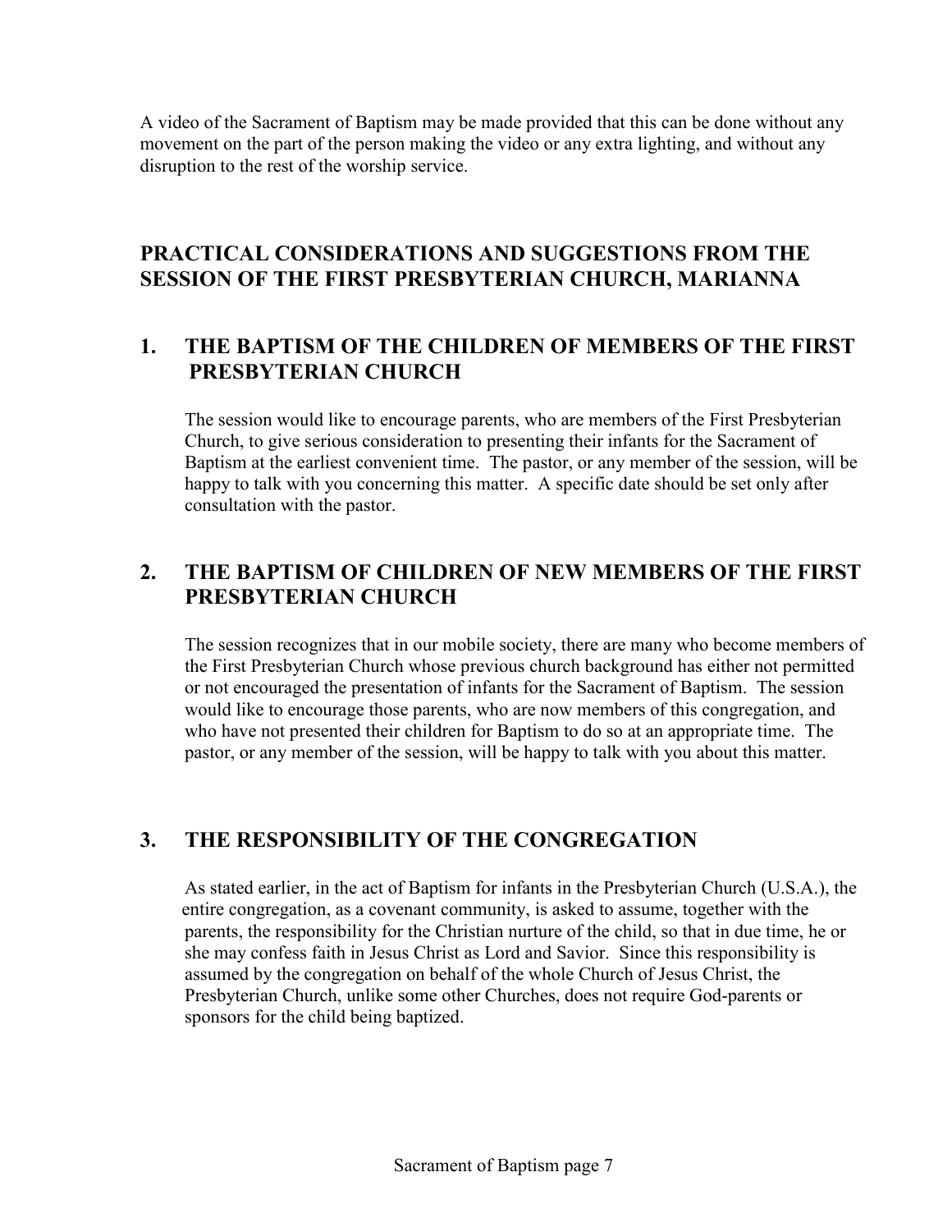A video of the Sacrament of Baptism may be made provided that this can be done without any movement on the part of the person making the video or any extra lighting, and without any disruption to the rest of the worship service.

## PRACTICAL CONSIDERATIONS AND SUGGESTIONS FROM THE SESSION OF THE FIRST PRESBYTERIAN CHURCH, MARIANNA

### 1. THE BAPTISM OF THE CHILDREN OF MEMBERS OF THE FIRST PRESBYTERIAN CHURCH

The session would like to encourage parents, who are members of the First Presbyterian Church, to give serious consideration to presenting their infants for the Sacrament of Baptism at the earliest convenient time. The pastor, or any member of the session, will be happy to talk with you concerning this matter. A specific date should be set only after consultation with the pastor.

### 2. THE BAPTISM OF CHILDREN OF NEW MEMBERS OF THE FIRST PRESBYTERIAN CHURCH

The session recognizes that in our mobile society, there are many who become members of the First Presbyterian Church whose previous church background has either not permitted or not encouraged the presentation of infants for the Sacrament of Baptism. The session would like to encourage those parents, who are now members of this congregation, and who have not presented their children for Baptism to do so at an appropriate time. The pastor, or any member of the session, will be happy to talk with you about this matter.

### 3. THE RESPONSIBILITY OF THE CONGREGATION

As stated earlier, in the act of Baptism for infants in the Presbyterian Church (U.S.A.), the entire congregation, as a covenant community, is asked to assume, together with the parents, the responsibility for the Christian nurture of the child, so that in due time, he or she may confess faith in Jesus Christ as Lord and Savior. Since this responsibility is assumed by the congregation on behalf of the whole Church of Jesus Christ, the Presbyterian Church, unlike some other Churches, does not require God-parents or sponsors for the child being baptized.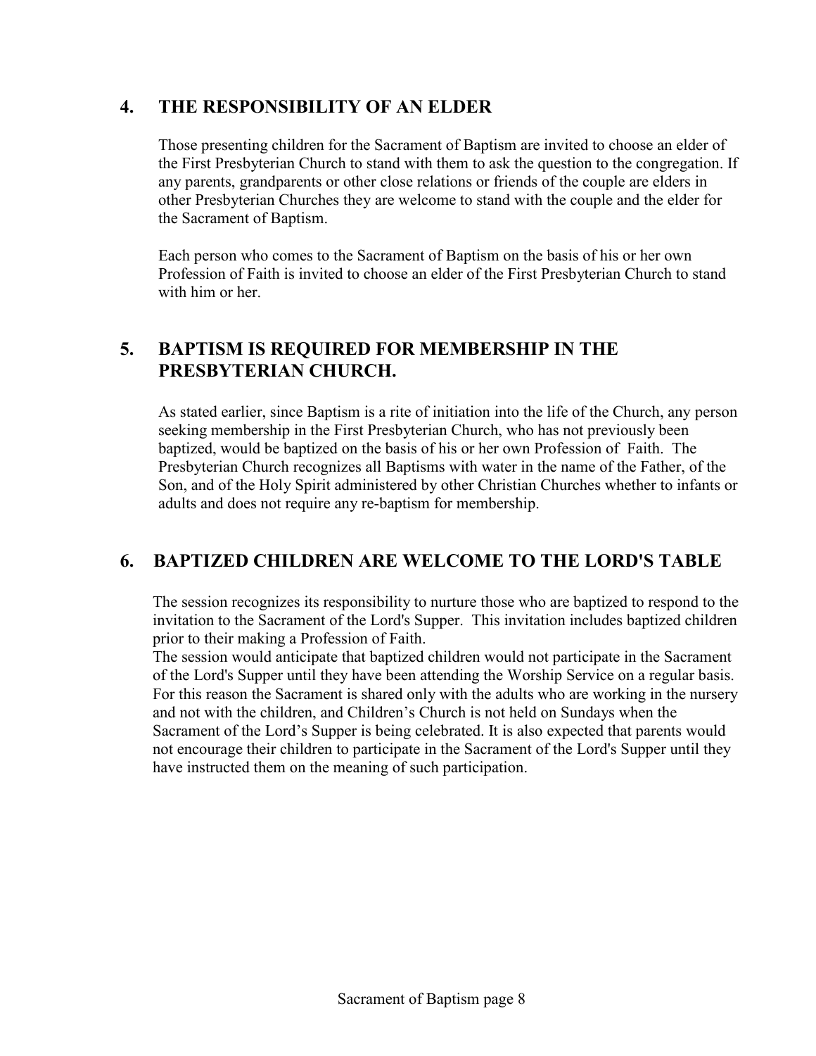## 4. THE RESPONSIBILITY OF AN ELDER

Those presenting children for the Sacrament of Baptism are invited to choose an elder of the First Presbyterian Church to stand with them to ask the question to the congregation. If any parents, grandparents or other close relations or friends of the couple are elders in other Presbyterian Churches they are welcome to stand with the couple and the elder for the Sacrament of Baptism.

Each person who comes to the Sacrament of Baptism on the basis of his or her own Profession of Faith is invited to choose an elder of the First Presbyterian Church to stand with him or her.

## 5. BAPTISM IS REQUIRED FOR MEMBERSHIP IN THE PRESBYTERIAN CHURCH.

As stated earlier, since Baptism is a rite of initiation into the life of the Church, any person seeking membership in the First Presbyterian Church, who has not previously been baptized, would be baptized on the basis of his or her own Profession of Faith. The Presbyterian Church recognizes all Baptisms with water in the name of the Father, of the Son, and of the Holy Spirit administered by other Christian Churches whether to infants or adults and does not require any re-baptism for membership.

## 6. BAPTIZED CHILDREN ARE WELCOME TO THE LORD'S TABLE

The session recognizes its responsibility to nurture those who are baptized to respond to the invitation to the Sacrament of the Lord's Supper. This invitation includes baptized children prior to their making a Profession of Faith.

The session would anticipate that baptized children would not participate in the Sacrament of the Lord's Supper until they have been attending the Worship Service on a regular basis. For this reason the Sacrament is shared only with the adults who are working in the nursery and not with the children, and Children's Church is not held on Sundays when the Sacrament of the Lord's Supper is being celebrated. It is also expected that parents would not encourage their children to participate in the Sacrament of the Lord's Supper until they have instructed them on the meaning of such participation.